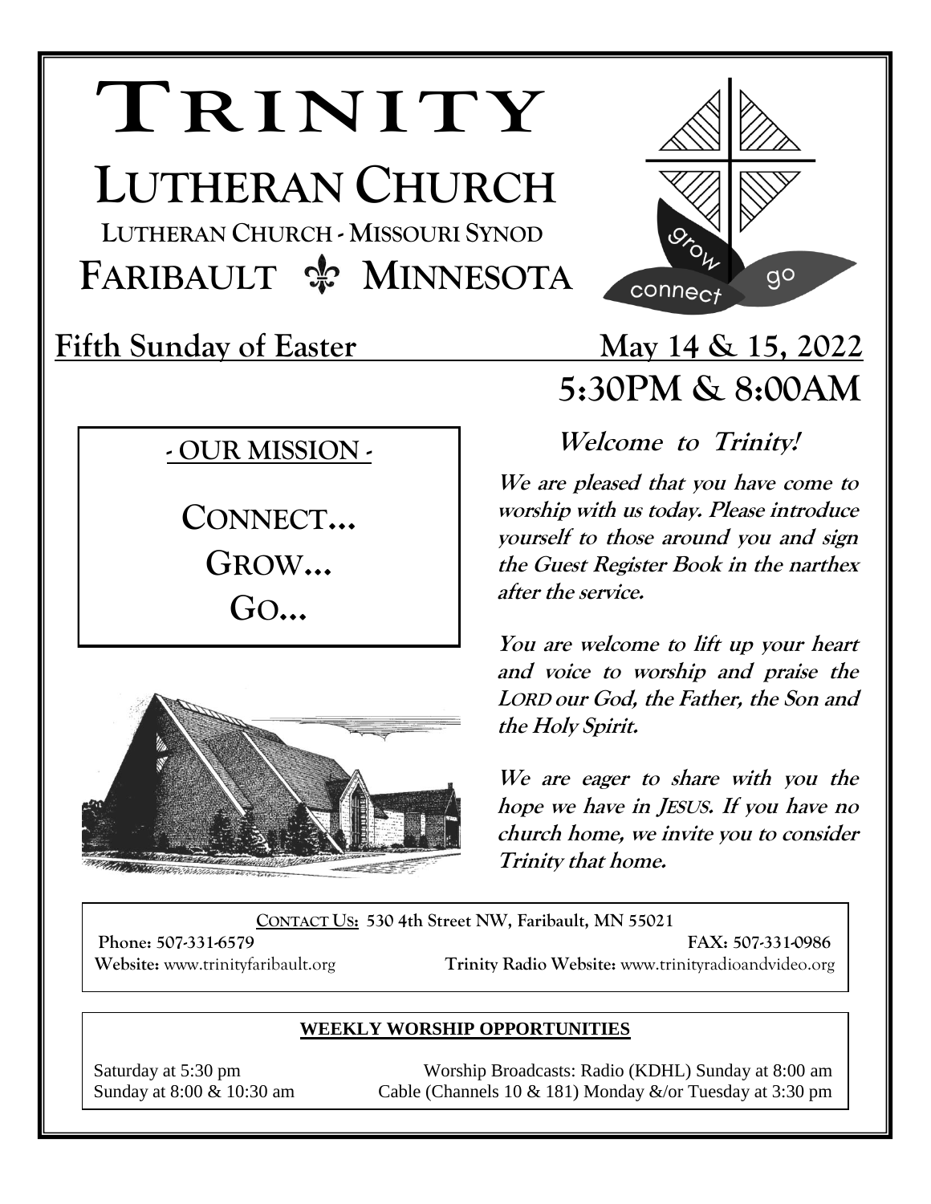# TRINITY

# LUTHERAN CHURCH

**LUTHERAN CHURCH - MISSOURI SYNOD**

**FARIBAULT ⚜ MINNESOTA**

grow connect go

## Fifth Sunday of Easter

## May 14 & 15, 2022

## 5:30PM & 8:00AM

### - OUR MISSION -

**CONNECT…**
**GROW…**
**GO…**

### *Welcome to Trinity!*

***We are pleased that you have come to worship with us today. Please introduce yourself to those around you and sign the Guest Register Book in the narthex after the service.***

***You are welcome to lift up your heart and voice to worship and praise the LORD our God, the Father, the Son and the Holy Spirit.***

***We are eager to share with you the hope we have in JESUS. If you have no church home, we invite you to consider Trinity that home.***

**CONTACT US:** 530 4th Street NW, Faribault, MN 55021

**Phone:** 507-331-6579 **FAX:** 507-331-0986

**Website:** www.trinityfaribault.org **Trinity Radio Website:** www.trinityradioandvideo.org

**WEEKLY WORSHIP OPPORTUNITIES**

Saturday at 5:30 pm
Sunday at 8:00 & 10:30 am

Worship Broadcasts: Radio (KDHL) Sunday at 8:00 am
Cable (Channels 10 & 181) Monday &/or Tuesday at 3:30 pm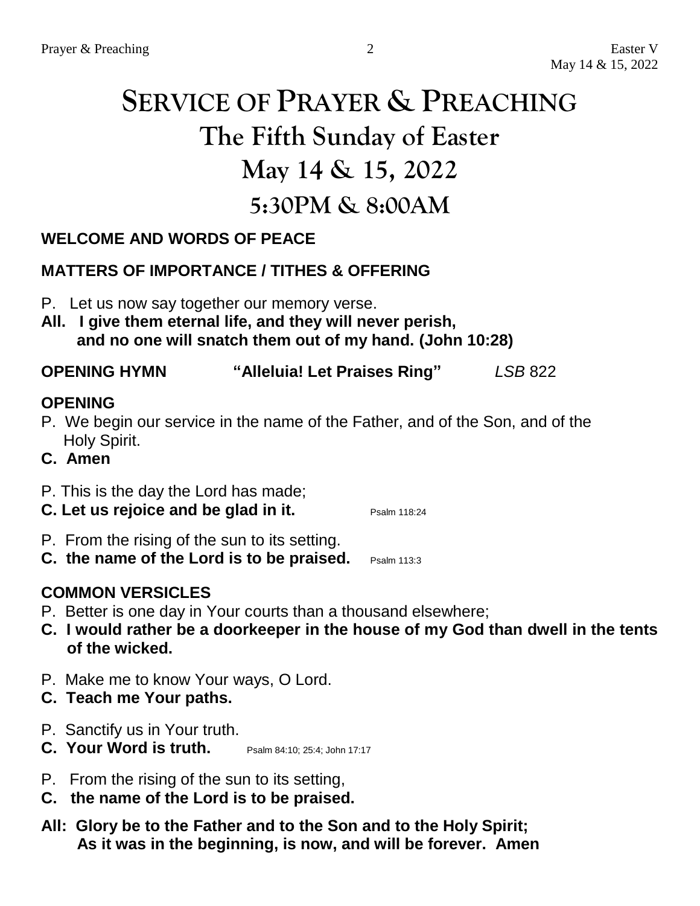# Service of Prayer & Preaching

## The Fifth Sunday of Easter

## May 14 & 15, 2022

## 5:30PM & 8:00AM

**WELCOME AND WORDS OF PEACE**

**MATTERS OF IMPORTANCE / TITHES & OFFERING**

P. Let us now say together our memory verse.
**All. I give them eternal life, and they will never perish,
and no one will snatch them out of my hand. (John 10:28)**

**OPENING HYMN** **"Alleluia! Let Praises Ring"** *LSB* 822

**OPENING**

P. We begin our service in the name of the Father, and of the Son, and of the Holy Spirit.
**C. Amen**

P. This is the day the Lord has made;
**C. Let us rejoice and be glad in it.** Psalm 118:24

P. From the rising of the sun to its setting.
**C. the name of the Lord is to be praised.** Psalm 113:3

**COMMON VERSICLES**

P. Better is one day in Your courts than a thousand elsewhere;
**C. I would rather be a doorkeeper in the house of my God than dwell in the tents of the wicked.**

P. Make me to know Your ways, O Lord.
**C. Teach me Your paths.**

P. Sanctify us in Your truth.
**C. Your Word is truth.** Psalm 84:10; 25:4; John 17:17

P. From the rising of the sun to its setting,
**C. the name of the Lord is to be praised.**

**All: Glory be to the Father and to the Son and to the Holy Spirit;
As it was in the beginning, is now, and will be forever. Amen**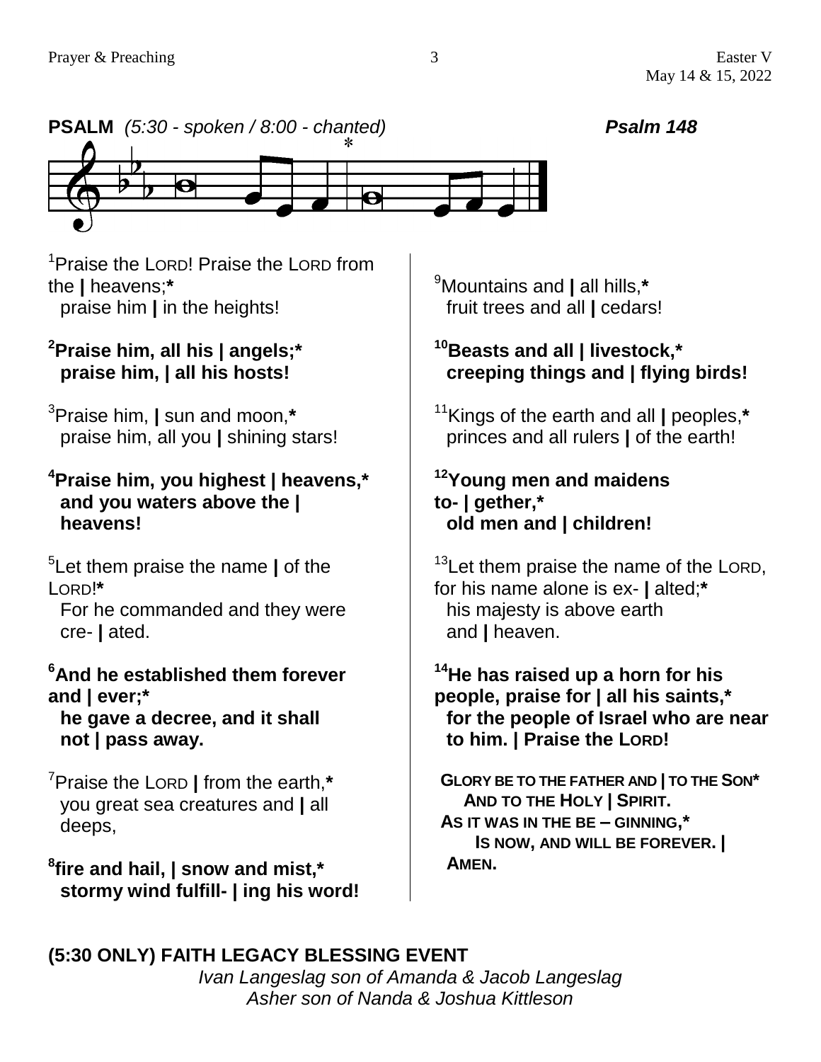**PSALM** *(5:30 - spoken / 8:00 - chanted)* ***Psalm 148***

[1]Praise the LORD! Praise the LORD from the | heavens;*
praise him | in the heights!

**[2]Praise him, all his | angels;***
**praise him, | all his hosts!**

[3]Praise him, | sun and moon,*
praise him, all you | shining stars!

**[4]Praise him, you highest | heavens,***
**and you waters above the | heavens!**

[5]Let them praise the name | of the LORD!*
For he commanded and they were cre- | ated.

**[6]And he established them forever and | ever;***
**he gave a decree, and it shall not | pass away.**

[7]Praise the LORD | from the earth,*
you great sea creatures and | all deeps,

**[8]fire and hail, | snow and mist,***
**stormy wind fulfill- | ing his word!**

[9]Mountains and | all hills,*
fruit trees and all | cedars!

**[10]Beasts and all | livestock,***
**creeping things and | flying birds!**

[11]Kings of the earth and all | peoples,*
princes and all rulers | of the earth!

**[12]Young men and maidens to- | gether,***
**old men and | children!**

[13]Let them praise the name of the LORD, for his name alone is ex- | alted;*
his majesty is above earth and | heaven.

**[14]He has raised up a horn for his people, praise for | all his saints,***
**for the people of Israel who are near to him. | Praise the LORD!**

**GLORY BE TO THE FATHER AND | TO THE SON***
**AND TO THE HOLY | SPIRIT.**
**AS IT WAS IN THE BE – GINNING,***
**IS NOW, AND WILL BE FOREVER. | AMEN.**

**(5:30 ONLY) FAITH LEGACY BLESSING EVENT**

*Ivan Langeslag son of Amanda & Jacob Langeslag*
*Asher son of Nanda & Joshua Kittleson*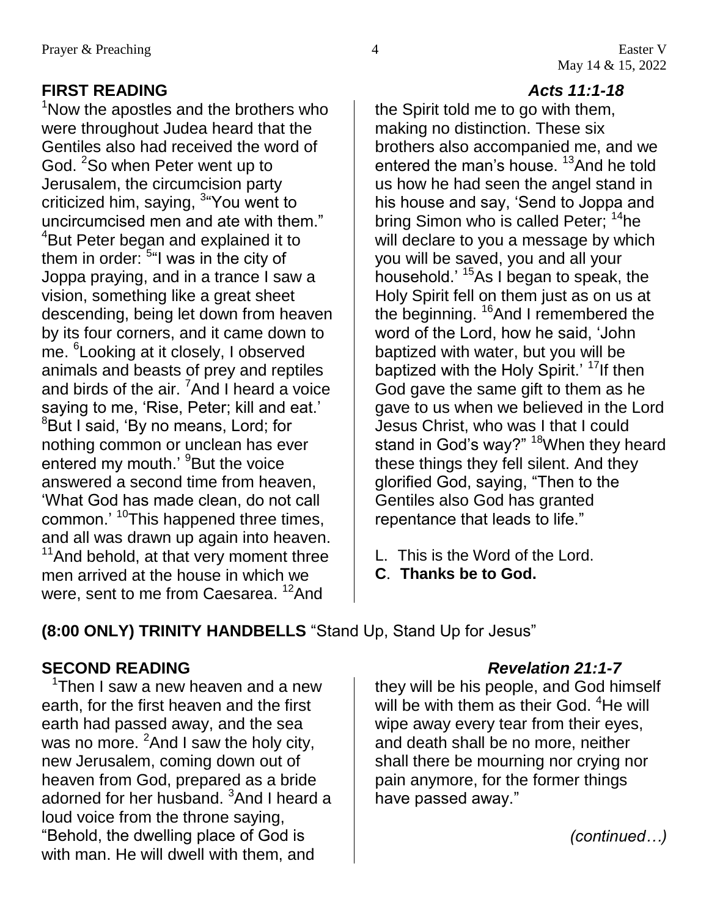## FIRST READING *Acts 11:1-18*

[1]Now the apostles and the brothers who were throughout Judea heard that the Gentiles also had received the word of God. [2]So when Peter went up to Jerusalem, the circumcision party criticized him, saying, [3]"You went to uncircumcised men and ate with them." [4]But Peter began and explained it to them in order: [5]"I was in the city of Joppa praying, and in a trance I saw a vision, something like a great sheet descending, being let down from heaven by its four corners, and it came down to me. [6]Looking at it closely, I observed animals and beasts of prey and reptiles and birds of the air. [7]And I heard a voice saying to me, 'Rise, Peter; kill and eat.' [8]But I said, 'By no means, Lord; for nothing common or unclean has ever entered my mouth.' [9]But the voice answered a second time from heaven, 'What God has made clean, do not call common.' [10]This happened three times, and all was drawn up again into heaven. [11]And behold, at that very moment three men arrived at the house in which we were, sent to me from Caesarea. [12]And the Spirit told me to go with them, making no distinction. These six brothers also accompanied me, and we entered the man's house. [13]And he told us how he had seen the angel stand in his house and say, 'Send to Joppa and bring Simon who is called Peter; [14]he will declare to you a message by which you will be saved, you and all your household.' [15]As I began to speak, the Holy Spirit fell on them just as on us at the beginning. [16]And I remembered the word of the Lord, how he said, 'John baptized with water, but you will be baptized with the Holy Spirit.' [17]If then God gave the same gift to them as he gave to us when we believed in the Lord Jesus Christ, who was I that I could stand in God's way?" [18]When they heard these things they fell silent. And they glorified God, saying, "Then to the Gentiles also God has granted repentance that leads to life."

L. This is the Word of the Lord.
**C**. **Thanks be to God.**

**(8:00 ONLY) TRINITY HANDBELLS** "Stand Up, Stand Up for Jesus"

## SECOND READING *Revelation 21:1-7*

[1]Then I saw a new heaven and a new earth, for the first heaven and the first earth had passed away, and the sea was no more. [2]And I saw the holy city, new Jerusalem, coming down out of heaven from God, prepared as a bride adorned for her husband. [3]And I heard a loud voice from the throne saying, "Behold, the dwelling place of God is with man. He will dwell with them, and they will be his people, and God himself will be with them as their God. [4]He will wipe away every tear from their eyes, and death shall be no more, neither shall there be mourning nor crying nor pain anymore, for the former things have passed away."

*(continued…)*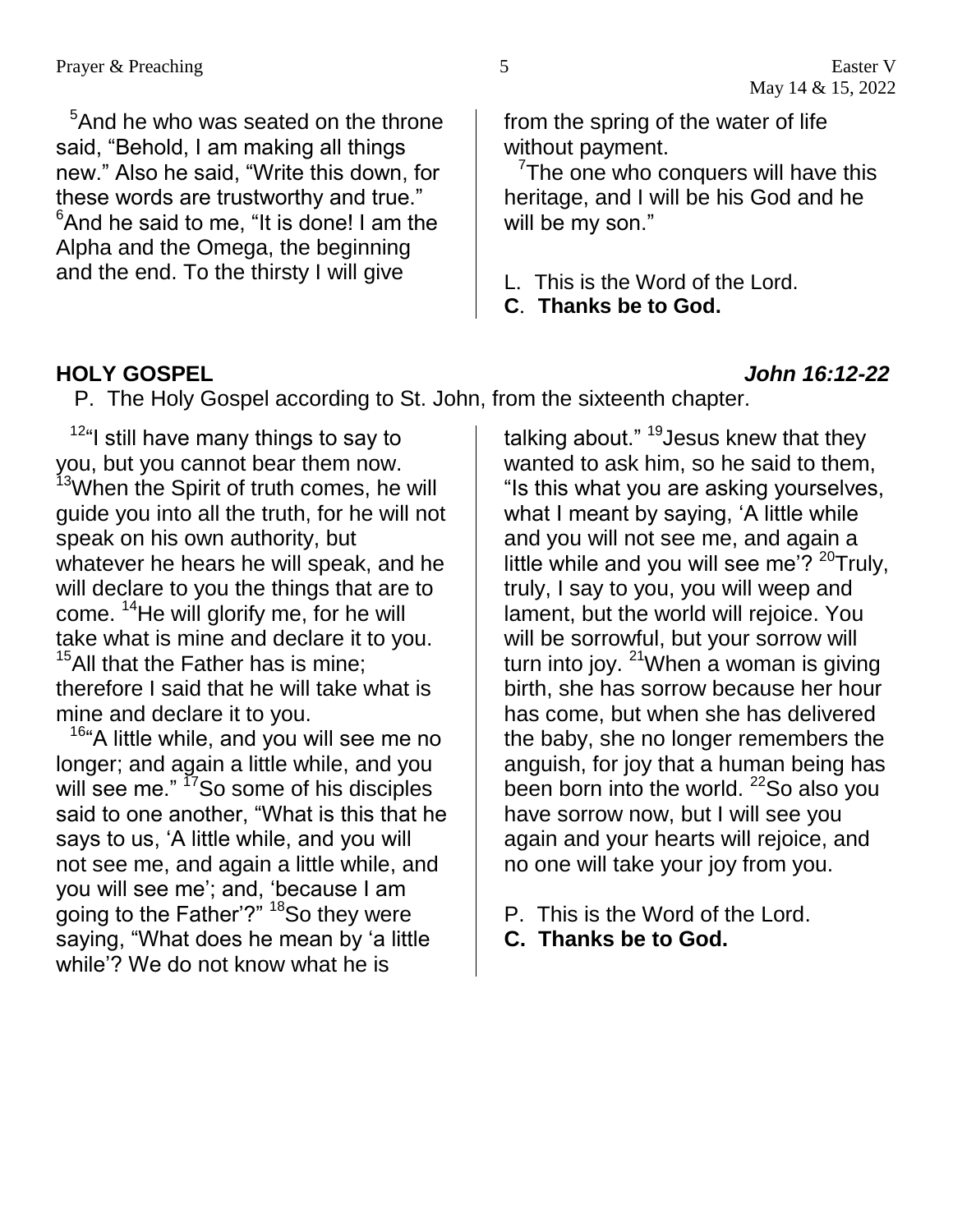[5]And he who was seated on the throne said, "Behold, I am making all things new." Also he said, "Write this down, for these words are trustworthy and true." [6]And he said to me, "It is done! I am the Alpha and the Omega, the beginning and the end. To the thirsty I will give from the spring of the water of life without payment.

[7]The one who conquers will have this heritage, and I will be his God and he will be my son."

L. This is the Word of the Lord.
**C. Thanks be to God.**

## HOLY GOSPEL *John 16:12-22*

P. The Holy Gospel according to St. John, from the sixteenth chapter.

[12]"I still have many things to say to you, but you cannot bear them now. [13]When the Spirit of truth comes, he will guide you into all the truth, for he will not speak on his own authority, but whatever he hears he will speak, and he will declare to you the things that are to come. [14]He will glorify me, for he will take what is mine and declare it to you. [15]All that the Father has is mine; therefore I said that he will take what is mine and declare it to you.

[16]"A little while, and you will see me no longer; and again a little while, and you will see me." [17]So some of his disciples said to one another, "What is this that he says to us, 'A little while, and you will not see me, and again a little while, and you will see me'; and, 'because I am going to the Father'?" [18]So they were saying, "What does he mean by 'a little while'? We do not know what he is talking about." [19]Jesus knew that they wanted to ask him, so he said to them, "Is this what you are asking yourselves, what I meant by saying, 'A little while and you will not see me, and again a little while and you will see me'? [20]Truly, truly, I say to you, you will weep and lament, but the world will rejoice. You will be sorrowful, but your sorrow will turn into joy. [21]When a woman is giving birth, she has sorrow because her hour has come, but when she has delivered the baby, she no longer remembers the anguish, for joy that a human being has been born into the world. [22]So also you have sorrow now, but I will see you again and your hearts will rejoice, and no one will take your joy from you.

P. This is the Word of the Lord.
**C. Thanks be to God.**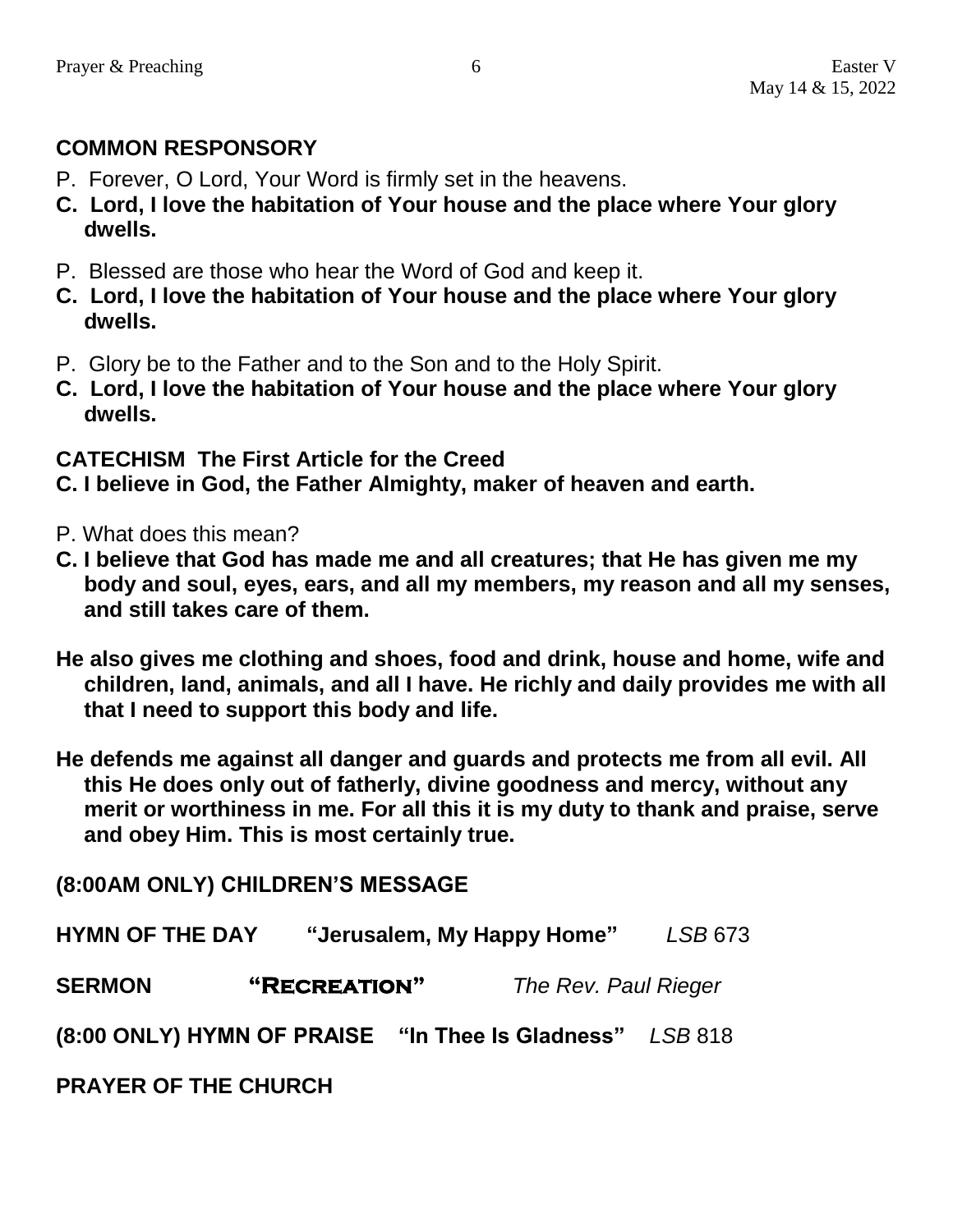**COMMON RESPONSORY**

P. Forever, O Lord, Your Word is firmly set in the heavens.

**C. Lord, I love the habitation of Your house and the place where Your glory dwells.**

P. Blessed are those who hear the Word of God and keep it.

**C. Lord, I love the habitation of Your house and the place where Your glory dwells.**

P. Glory be to the Father and to the Son and to the Holy Spirit.

**C. Lord, I love the habitation of Your house and the place where Your glory dwells.**

**CATECHISM The First Article for the Creed**

**C. I believe in God, the Father Almighty, maker of heaven and earth.**

P. What does this mean?

**C. I believe that God has made me and all creatures; that He has given me my body and soul, eyes, ears, and all my members, my reason and all my senses, and still takes care of them.**

**He also gives me clothing and shoes, food and drink, house and home, wife and children, land, animals, and all I have. He richly and daily provides me with all that I need to support this body and life.**

**He defends me against all danger and guards and protects me from all evil. All this He does only out of fatherly, divine goodness and mercy, without any merit or worthiness in me. For all this it is my duty to thank and praise, serve and obey Him. This is most certainly true.**

**(8:00AM ONLY) CHILDREN'S MESSAGE**

**HYMN OF THE DAY** **"Jerusalem, My Happy Home"** *LSB* 673

**SERMON** **"Recreation"** *The Rev. Paul Rieger*

**(8:00 ONLY) HYMN OF PRAISE** **"In Thee Is Gladness"** *LSB* 818

**PRAYER OF THE CHURCH**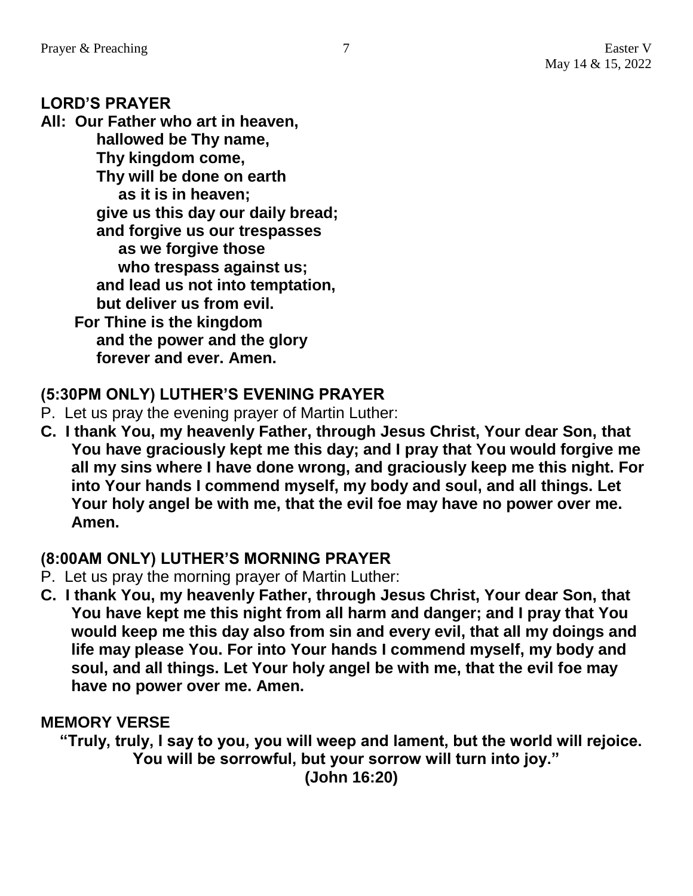## LORD'S PRAYER

**All: Our Father who art in heaven,**
**hallowed be Thy name,**
**Thy kingdom come,**
**Thy will be done on earth**
**as it is in heaven;**
**give us this day our daily bread;**
**and forgive us our trespasses**
**as we forgive those**
**who trespass against us;**
**and lead us not into temptation,**
**but deliver us from evil.**
**For Thine is the kingdom**
**and the power and the glory**
**forever and ever. Amen.**

## (5:30PM ONLY) LUTHER'S EVENING PRAYER

P. Let us pray the evening prayer of Martin Luther:

**C. I thank You, my heavenly Father, through Jesus Christ, Your dear Son, that You have graciously kept me this day; and I pray that You would forgive me all my sins where I have done wrong, and graciously keep me this night. For into Your hands I commend myself, my body and soul, and all things. Let Your holy angel be with me, that the evil foe may have no power over me. Amen.**

## (8:00AM ONLY) LUTHER'S MORNING PRAYER

P. Let us pray the morning prayer of Martin Luther:

**C. I thank You, my heavenly Father, through Jesus Christ, Your dear Son, that You have kept me this night from all harm and danger; and I pray that You would keep me this day also from sin and every evil, that all my doings and life may please You. For into Your hands I commend myself, my body and soul, and all things. Let Your holy angel be with me, that the evil foe may have no power over me. Amen.**

## MEMORY VERSE

**"Truly, truly, I say to you, you will weep and lament, but the world will rejoice. You will be sorrowful, but your sorrow will turn into joy."**
**(John 16:20)**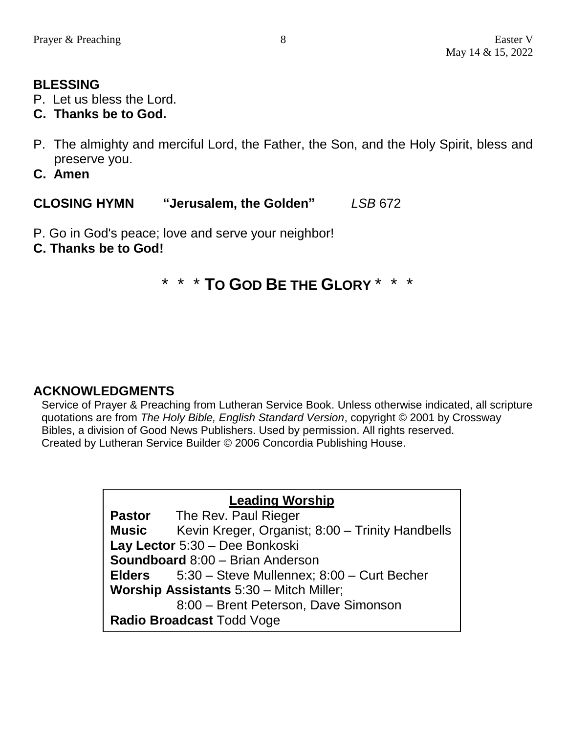## BLESSING

P. Let us bless the Lord.

**C. Thanks be to God.**

P. The almighty and merciful Lord, the Father, the Son, and the Holy Spirit, bless and preserve you.

**C. Amen**

**CLOSING HYMN "Jerusalem, the Golden"** *LSB* 672

P. Go in God's peace; love and serve your neighbor!

**C. Thanks be to God!**

\* \* \* **TO GOD BE THE GLORY** \* \* \*

## ACKNOWLEDGMENTS

Service of Prayer & Preaching from Lutheran Service Book. Unless otherwise indicated, all scripture quotations are from *The Holy Bible, English Standard Version*, copyright © 2001 by Crossway Bibles, a division of Good News Publishers. Used by permission. All rights reserved. Created by Lutheran Service Builder © 2006 Concordia Publishing House.

**Leading Worship**

**Pastor** The Rev. Paul Rieger

**Music** Kevin Kreger, Organist; 8:00 – Trinity Handbells

**Lay Lector** 5:30 – Dee Bonkoski

**Soundboard** 8:00 – Brian Anderson

**Elders** 5:30 – Steve Mullennex; 8:00 – Curt Becher

**Worship Assistants** 5:30 – Mitch Miller; 8:00 – Brent Peterson, Dave Simonson

**Radio Broadcast** Todd Voge